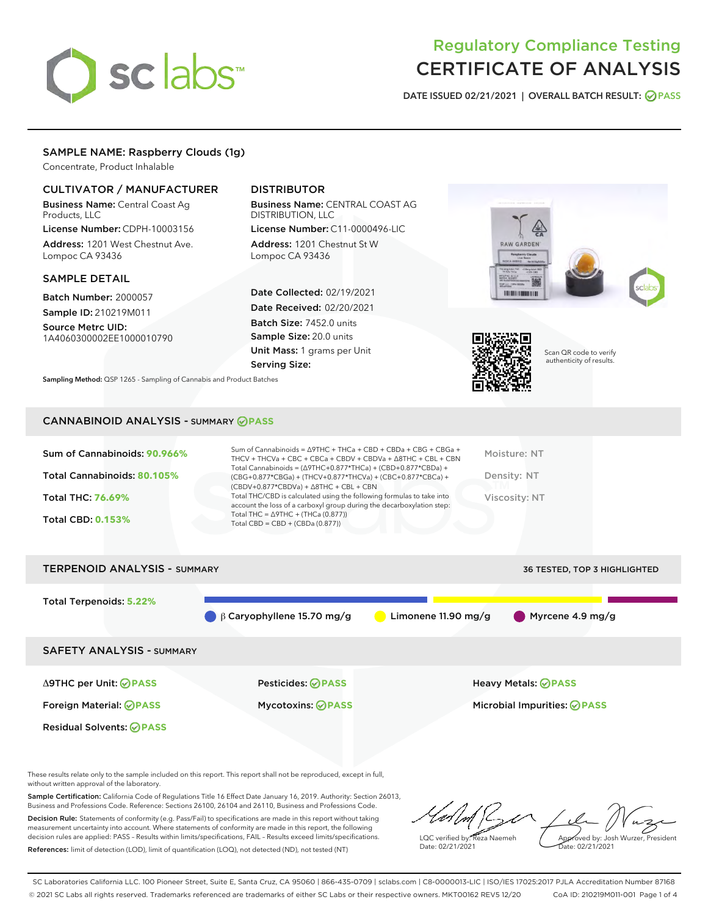# Regulatory Compliance Testing
# CERTIFICATE OF ANALYSIS

DATE ISSUED 02/21/2021 | OVERALL BATCH RESULT: PASS

## SAMPLE NAME: Raspberry Clouds (1g)

Concentrate, Product Inhalable

### CULTIVATOR / MANUFACTURER

**Business Name:** Central Coast Ag Products, LLC

**License Number:** CDPH-10003156

**Address:** 1201 West Chestnut Ave. Lompoc CA 93436

### DISTRIBUTOR

**Business Name:** CENTRAL COAST AG DISTRIBUTION, LLC

**License Number:** C11-0000496-LIC

**Address:** 1201 Chestnut St W Lompoc CA 93436

### SAMPLE DETAIL

**Batch Number:** 2000057

**Sample ID:** 210219M011

**Source Metrc UID:** 1A4060300002EE1000010790

**Date Collected:** 02/19/2021

**Date Received:** 02/20/2021

**Batch Size:** 7452.0 units

**Sample Size:** 20.0 units

**Unit Mass:** 1 grams per Unit

**Serving Size:**

Scan QR code to verify authenticity of results.

**Sampling Method:** QSP 1265 - Sampling of Cannabis and Product Batches

## CANNABINOID ANALYSIS - SUMMARY PASS

Sum of Cannabinoids: **90.966%**

Total Cannabinoids: **80.105%**

Total THC: **76.69%**

Total CBD: **0.153%**

Sum of Cannabinoids = Δ9THC + THCa + CBD + CBDa + CBG + CBGa + THCV + THCVa + CBC + CBCa + CBDV + CBDVa + Δ8THC + CBL + CBN
Total Cannabinoids = (Δ9THC+0.877*THCa) + (CBD+0.877*CBDa) + (CBG+0.877*CBGa) + (THCV+0.877*THCVa) + (CBC+0.877*CBCa) + (CBDV+0.877*CBDVa) + Δ8THC + CBL + CBN
Total THC/CBD is calculated using the following formulas to take into account the loss of a carboxyl group during the decarboxylation step:
Total THC = Δ9THC + (THCa (0.877))
Total CBD = CBD + (CBDa (0.877))

Moisture: NT

Density: NT

Viscosity: NT

## TERPENOID ANALYSIS - SUMMARY

36 TESTED, TOP 3 HIGHLIGHTED

Total Terpenoids: **5.22%**

β Caryophyllene 15.70 mg/g | Limonene 11.90 mg/g | Myrcene 4.9 mg/g

## SAFETY ANALYSIS - SUMMARY

Δ9THC per Unit: PASS

Pesticides: PASS

Heavy Metals: PASS

Foreign Material: PASS

Mycotoxins: PASS

Microbial Impurities: PASS

Residual Solvents: PASS

These results relate only to the sample included on this report. This report shall not be reproduced, except in full, without written approval of the laboratory.

**Sample Certification:** California Code of Regulations Title 16 Effect Date January 16, 2019. Authority: Section 26013, Business and Professions Code. Reference: Sections 26100, 26104 and 26110, Business and Professions Code.

**Decision Rule:** Statements of conformity (e.g. Pass/Fail) to specifications are made in this report without taking measurement uncertainty into account. Where statements of conformity are made in this report, the following decision rules are applied: PASS – Results within limits/specifications, FAIL – Results exceed limits/specifications.

**References:** limit of detection (LOD), limit of quantification (LOQ), not detected (ND), not tested (NT)

LQC verified by: Reza Naemeh
Date: 02/21/2021

Approved by: Josh Wurzer, President
Date: 02/21/2021

SC Laboratories California LLC. 100 Pioneer Street, Suite E, Santa Cruz, CA 95060 | 866-435-0709 | sclabs.com | C8-0000013-LIC | ISO/IES 17025:2017 PJLA Accreditation Number 87168
© 2021 SC Labs all rights reserved. Trademarks referenced are trademarks of either SC Labs or their respective owners. MKT00162 REV5 12/20 CoA ID: 210219M011-001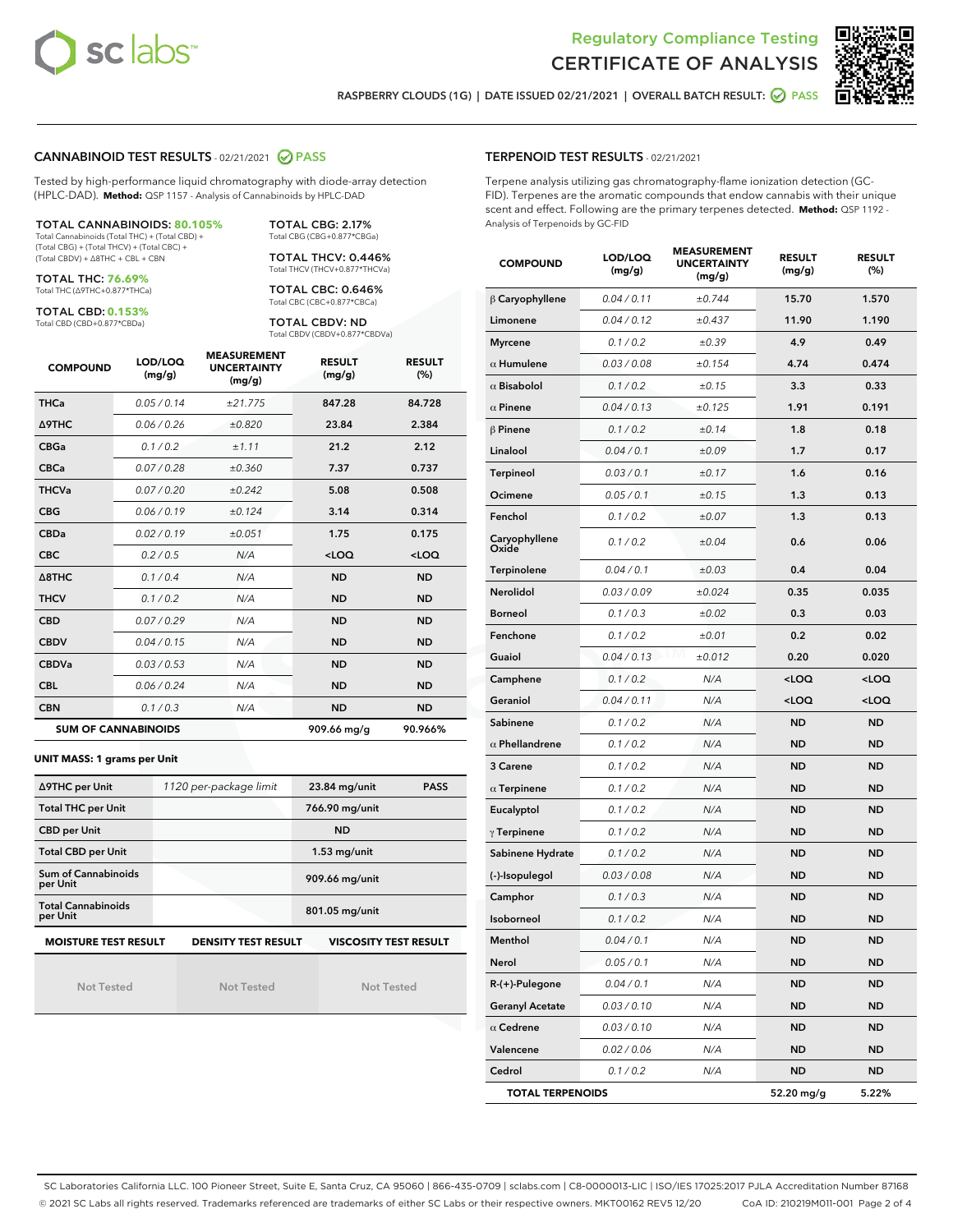Regulatory Compliance Testing

# CERTIFICATE OF ANALYSIS

RASPBERRY CLOUDS (1G) | DATE ISSUED 02/21/2021 | OVERALL BATCH RESULT: PASS

## CANNABINOID TEST RESULTS - 02/21/2021 PASS

Tested by high-performance liquid chromatography with diode-array detection (HPLC-DAD). **Method:** QSP 1157 - Analysis of Cannabinoids by HPLC-DAD

**TOTAL CANNABINOIDS: 80.105%**
Total Cannabinoids (Total THC) + (Total CBD) + (Total CBG) + (Total THCV) + (Total CBC) + (Total CBDV) + Δ8THC + CBL + CBN

**TOTAL THC: 76.69%**
Total THC (Δ9THC+0.877*THCa)

**TOTAL CBD: 0.153%**
Total CBD (CBD+0.877*CBDa)

**TOTAL CBG: 2.17%**
Total CBG (CBG+0.877*CBGa)

**TOTAL THCV: 0.446%**
Total THCV (THCV+0.877*THCVa)

**TOTAL CBC: 0.646%**
Total CBC (CBC+0.877*CBCa)

**TOTAL CBDV: ND**
Total CBDV (CBDV+0.877*CBDVa)

| COMPOUND | LOD/LOQ (mg/g) | MEASUREMENT UNCERTAINTY (mg/g) | RESULT (mg/g) | RESULT (%) |
|---|---|---|---|---|
| THCa | 0.05 / 0.14 | ±21.775 | 847.28 | 84.728 |
| Δ9THC | 0.06 / 0.26 | ±0.820 | 23.84 | 2.384 |
| CBGa | 0.1 / 0.2 | ±1.11 | 21.2 | 2.12 |
| CBCa | 0.07 / 0.28 | ±0.360 | 7.37 | 0.737 |
| THCVa | 0.07 / 0.20 | ±0.242 | 5.08 | 0.508 |
| CBG | 0.06 / 0.19 | ±0.124 | 3.14 | 0.314 |
| CBDa | 0.02 / 0.19 | ±0.051 | 1.75 | 0.175 |
| CBC | 0.2 / 0.5 | N/A | <LOQ | <LOQ |
| Δ8THC | 0.1 / 0.4 | N/A | ND | ND |
| THCV | 0.1 / 0.2 | N/A | ND | ND |
| CBD | 0.07 / 0.29 | N/A | ND | ND |
| CBDV | 0.04 / 0.15 | N/A | ND | ND |
| CBDVa | 0.03 / 0.53 | N/A | ND | ND |
| CBL | 0.06 / 0.24 | N/A | ND | ND |
| CBN | 0.1 / 0.3 | N/A | ND | ND |
| **SUM OF CANNABINOIDS** | | | 909.66 mg/g | 90.966% |

**UNIT MASS: 1 grams per Unit**

| | | | |
|---|---|---|---|
| Δ9THC per Unit | 1120 per-package limit | 23.84 mg/unit | PASS |
| Total THC per Unit | | 766.90 mg/unit | |
| CBD per Unit | | ND | |
| Total CBD per Unit | | 1.53 mg/unit | |
| Sum of Cannabinoids per Unit | | 909.66 mg/unit | |
| Total Cannabinoids per Unit | | 801.05 mg/unit | |

| MOISTURE TEST RESULT | DENSITY TEST RESULT | VISCOSITY TEST RESULT |
|---|---|---|
| Not Tested | Not Tested | Not Tested |

## TERPENOID TEST RESULTS - 02/21/2021

Terpene analysis utilizing gas chromatography-flame ionization detection (GC-FID). Terpenes are the aromatic compounds that endow cannabis with their unique scent and effect. Following are the primary terpenes detected. **Method:** QSP 1192 - Analysis of Terpenoids by GC-FID

| COMPOUND | LOD/LOQ (mg/g) | MEASUREMENT UNCERTAINTY (mg/g) | RESULT (mg/g) | RESULT (%) |
|---|---|---|---|---|
| β Caryophyllene | 0.04 / 0.11 | ±0.744 | 15.70 | 1.570 |
| Limonene | 0.04 / 0.12 | ±0.437 | 11.90 | 1.190 |
| Myrcene | 0.1 / 0.2 | ±0.39 | 4.9 | 0.49 |
| α Humulene | 0.03 / 0.08 | ±0.154 | 4.74 | 0.474 |
| α Bisabolol | 0.1 / 0.2 | ±0.15 | 3.3 | 0.33 |
| α Pinene | 0.04 / 0.13 | ±0.125 | 1.91 | 0.191 |
| β Pinene | 0.1 / 0.2 | ±0.14 | 1.8 | 0.18 |
| Linalool | 0.04 / 0.1 | ±0.09 | 1.7 | 0.17 |
| Terpineol | 0.03 / 0.1 | ±0.17 | 1.6 | 0.16 |
| Ocimene | 0.05 / 0.1 | ±0.15 | 1.3 | 0.13 |
| Fenchol | 0.1 / 0.2 | ±0.07 | 1.3 | 0.13 |
| Caryophyllene Oxide | 0.1 / 0.2 | ±0.04 | 0.6 | 0.06 |
| Terpinolene | 0.04 / 0.1 | ±0.03 | 0.4 | 0.04 |
| Nerolidol | 0.03 / 0.09 | ±0.024 | 0.35 | 0.035 |
| Borneol | 0.1 / 0.3 | ±0.02 | 0.3 | 0.03 |
| Fenchone | 0.1 / 0.2 | ±0.01 | 0.2 | 0.02 |
| Guaiol | 0.04 / 0.13 | ±0.012 | 0.20 | 0.020 |
| Camphene | 0.1 / 0.2 | N/A | <LOQ | <LOQ |
| Geraniol | 0.04 / 0.11 | N/A | <LOQ | <LOQ |
| Sabinene | 0.1 / 0.2 | N/A | ND | ND |
| α Phellandrene | 0.1 / 0.2 | N/A | ND | ND |
| 3 Carene | 0.1 / 0.2 | N/A | ND | ND |
| α Terpinene | 0.1 / 0.2 | N/A | ND | ND |
| Eucalyptol | 0.1 / 0.2 | N/A | ND | ND |
| γ Terpinene | 0.1 / 0.2 | N/A | ND | ND |
| Sabinene Hydrate | 0.1 / 0.2 | N/A | ND | ND |
| (-)-Isopulegol | 0.03 / 0.08 | N/A | ND | ND |
| Camphor | 0.1 / 0.3 | N/A | ND | ND |
| Isoborneol | 0.1 / 0.2 | N/A | ND | ND |
| Menthol | 0.04 / 0.1 | N/A | ND | ND |
| Nerol | 0.05 / 0.1 | N/A | ND | ND |
| R-(+)-Pulegone | 0.04 / 0.1 | N/A | ND | ND |
| Geranyl Acetate | 0.03 / 0.10 | N/A | ND | ND |
| α Cedrene | 0.03 / 0.10 | N/A | ND | ND |
| Valencene | 0.02 / 0.06 | N/A | ND | ND |
| Cedrol | 0.1 / 0.2 | N/A | ND | ND |
| **TOTAL TERPENOIDS** | | | 52.20 mg/g | 5.22% |

SC Laboratories California LLC. 100 Pioneer Street, Suite E, Santa Cruz, CA 95060 | 866-435-0709 | sclabs.com | C8-0000013-LIC | ISO/IES 17025:2017 PJLA Accreditation Number 87168
© 2021 SC Labs all rights reserved. Trademarks referenced are trademarks of either SC Labs or their respective owners. MKT00162 REV5 12/20 CoA ID: 210219M011-001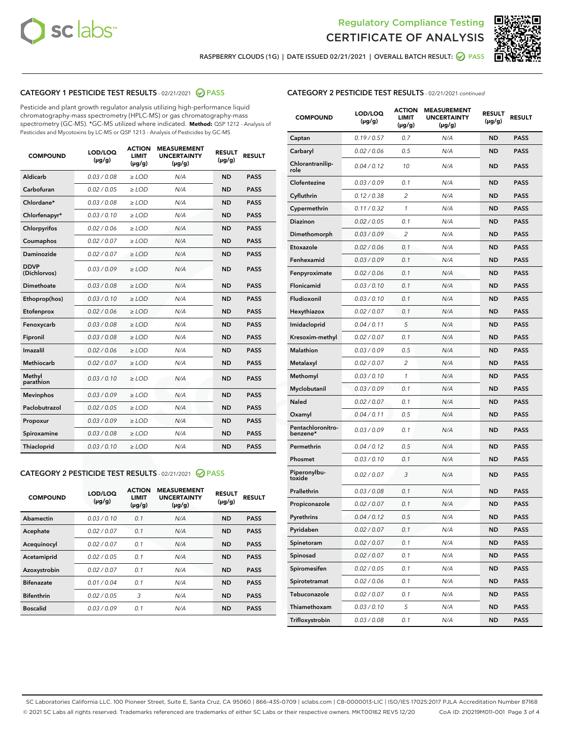# Regulatory Compliance Testing
# CERTIFICATE OF ANALYSIS

RASPBERRY CLOUDS (1G) | DATE ISSUED 02/21/2021 | OVERALL BATCH RESULT: PASS

## CATEGORY 1 PESTICIDE TEST RESULTS - 02/21/2021 PASS

Pesticide and plant growth regulator analysis utilizing high-performance liquid chromatography-mass spectrometry (HPLC-MS) or gas chromatography-mass spectrometry (GC-MS). *GC-MS utilized where indicated. **Method:** QSP 1212 - Analysis of Pesticides and Mycotoxins by LC-MS or QSP 1213 - Analysis of Pesticides by GC-MS

| COMPOUND | LOD/LOQ (µg/g) | ACTION LIMIT (µg/g) | MEASUREMENT UNCERTAINTY (µg/g) | RESULT (µg/g) | RESULT |
|---|---|---|---|---|---|
| Aldicarb | 0.03 / 0.08 | ≥ LOD | N/A | ND | PASS |
| Carbofuran | 0.02 / 0.05 | ≥ LOD | N/A | ND | PASS |
| Chlordane* | 0.03 / 0.08 | ≥ LOD | N/A | ND | PASS |
| Chlorfenapyr* | 0.03 / 0.10 | ≥ LOD | N/A | ND | PASS |
| Chlorpyrifos | 0.02 / 0.06 | ≥ LOD | N/A | ND | PASS |
| Coumaphos | 0.02 / 0.07 | ≥ LOD | N/A | ND | PASS |
| Daminozide | 0.02 / 0.07 | ≥ LOD | N/A | ND | PASS |
| DDVP (Dichlorvos) | 0.03 / 0.09 | ≥ LOD | N/A | ND | PASS |
| Dimethoate | 0.03 / 0.08 | ≥ LOD | N/A | ND | PASS |
| Ethoprop(hos) | 0.03 / 0.10 | ≥ LOD | N/A | ND | PASS |
| Etofenprox | 0.02 / 0.06 | ≥ LOD | N/A | ND | PASS |
| Fenoxycarb | 0.03 / 0.08 | ≥ LOD | N/A | ND | PASS |
| Fipronil | 0.03 / 0.08 | ≥ LOD | N/A | ND | PASS |
| Imazalil | 0.02 / 0.06 | ≥ LOD | N/A | ND | PASS |
| Methiocarb | 0.02 / 0.07 | ≥ LOD | N/A | ND | PASS |
| Methyl parathion | 0.03 / 0.10 | ≥ LOD | N/A | ND | PASS |
| Mevinphos | 0.03 / 0.09 | ≥ LOD | N/A | ND | PASS |
| Paclobutrazol | 0.02 / 0.05 | ≥ LOD | N/A | ND | PASS |
| Propoxur | 0.03 / 0.09 | ≥ LOD | N/A | ND | PASS |
| Spiroxamine | 0.03 / 0.08 | ≥ LOD | N/A | ND | PASS |
| Thiacloprid | 0.03 / 0.10 | ≥ LOD | N/A | ND | PASS |

## CATEGORY 2 PESTICIDE TEST RESULTS - 02/21/2021 PASS

| COMPOUND | LOD/LOQ (µg/g) | ACTION LIMIT (µg/g) | MEASUREMENT UNCERTAINTY (µg/g) | RESULT (µg/g) | RESULT |
|---|---|---|---|---|---|
| Abamectin | 0.03 / 0.10 | 0.1 | N/A | ND | PASS |
| Acephate | 0.02 / 0.07 | 0.1 | N/A | ND | PASS |
| Acequinocyl | 0.02 / 0.07 | 0.1 | N/A | ND | PASS |
| Acetamiprid | 0.02 / 0.05 | 0.1 | N/A | ND | PASS |
| Azoxystrobin | 0.02 / 0.07 | 0.1 | N/A | ND | PASS |
| Bifenazate | 0.01 / 0.04 | 0.1 | N/A | ND | PASS |
| Bifenthrin | 0.02 / 0.05 | 3 | N/A | ND | PASS |
| Boscalid | 0.03 / 0.09 | 0.1 | N/A | ND | PASS |
| Captan | 0.19 / 0.57 | 0.7 | N/A | ND | PASS |
| Carbaryl | 0.02 / 0.06 | 0.5 | N/A | ND | PASS |
| Chlorantraniliprole | 0.04 / 0.12 | 10 | N/A | ND | PASS |
| Clofentezine | 0.03 / 0.09 | 0.1 | N/A | ND | PASS |
| Cyfluthrin | 0.12 / 0.38 | 2 | N/A | ND | PASS |
| Cypermethrin | 0.11 / 0.32 | 1 | N/A | ND | PASS |
| Diazinon | 0.02 / 0.05 | 0.1 | N/A | ND | PASS |
| Dimethomorph | 0.03 / 0.09 | 2 | N/A | ND | PASS |
| Etoxazole | 0.02 / 0.06 | 0.1 | N/A | ND | PASS |
| Fenhexamid | 0.03 / 0.09 | 0.1 | N/A | ND | PASS |
| Fenpyroximate | 0.02 / 0.06 | 0.1 | N/A | ND | PASS |
| Flonicamid | 0.03 / 0.10 | 0.1 | N/A | ND | PASS |
| Fludioxonil | 0.03 / 0.10 | 0.1 | N/A | ND | PASS |
| Hexythiazox | 0.02 / 0.07 | 0.1 | N/A | ND | PASS |
| Imidacloprid | 0.04 / 0.11 | 5 | N/A | ND | PASS |
| Kresoxim-methyl | 0.02 / 0.07 | 0.1 | N/A | ND | PASS |
| Malathion | 0.03 / 0.09 | 0.5 | N/A | ND | PASS |
| Metalaxyl | 0.02 / 0.07 | 2 | N/A | ND | PASS |
| Methomyl | 0.03 / 0.10 | 1 | N/A | ND | PASS |
| Myclobutanil | 0.03 / 0.09 | 0.1 | N/A | ND | PASS |
| Naled | 0.02 / 0.07 | 0.1 | N/A | ND | PASS |
| Oxamyl | 0.04 / 0.11 | 0.5 | N/A | ND | PASS |
| Pentachloronitrobenzene* | 0.03 / 0.09 | 0.1 | N/A | ND | PASS |
| Permethrin | 0.04 / 0.12 | 0.5 | N/A | ND | PASS |
| Phosmet | 0.03 / 0.10 | 0.1 | N/A | ND | PASS |
| Piperonylbutoxide | 0.02 / 0.07 | 3 | N/A | ND | PASS |
| Prallethrin | 0.03 / 0.08 | 0.1 | N/A | ND | PASS |
| Propiconazole | 0.02 / 0.07 | 0.1 | N/A | ND | PASS |
| Pyrethrins | 0.04 / 0.12 | 0.5 | N/A | ND | PASS |
| Pyridaben | 0.02 / 0.07 | 0.1 | N/A | ND | PASS |
| Spinetoram | 0.02 / 0.07 | 0.1 | N/A | ND | PASS |
| Spinosad | 0.02 / 0.07 | 0.1 | N/A | ND | PASS |
| Spiromesifen | 0.02 / 0.05 | 0.1 | N/A | ND | PASS |
| Spirotetramat | 0.02 / 0.06 | 0.1 | N/A | ND | PASS |
| Tebuconazole | 0.02 / 0.07 | 0.1 | N/A | ND | PASS |
| Thiamethoxam | 0.03 / 0.10 | 5 | N/A | ND | PASS |
| Trifloxystrobin | 0.03 / 0.08 | 0.1 | N/A | ND | PASS |

SC Laboratories California LLC. 100 Pioneer Street, Suite E, Santa Cruz, CA 95060 | 866-435-0709 | sclabs.com | C8-0000013-LIC | ISO/IES 17025:2017 PJLA Accreditation Number 87168
© 2021 SC Labs all rights reserved. Trademarks referenced are trademarks of either SC Labs or their respective owners. MKT00162 REV5 12/20 CoA ID: 210219M011-001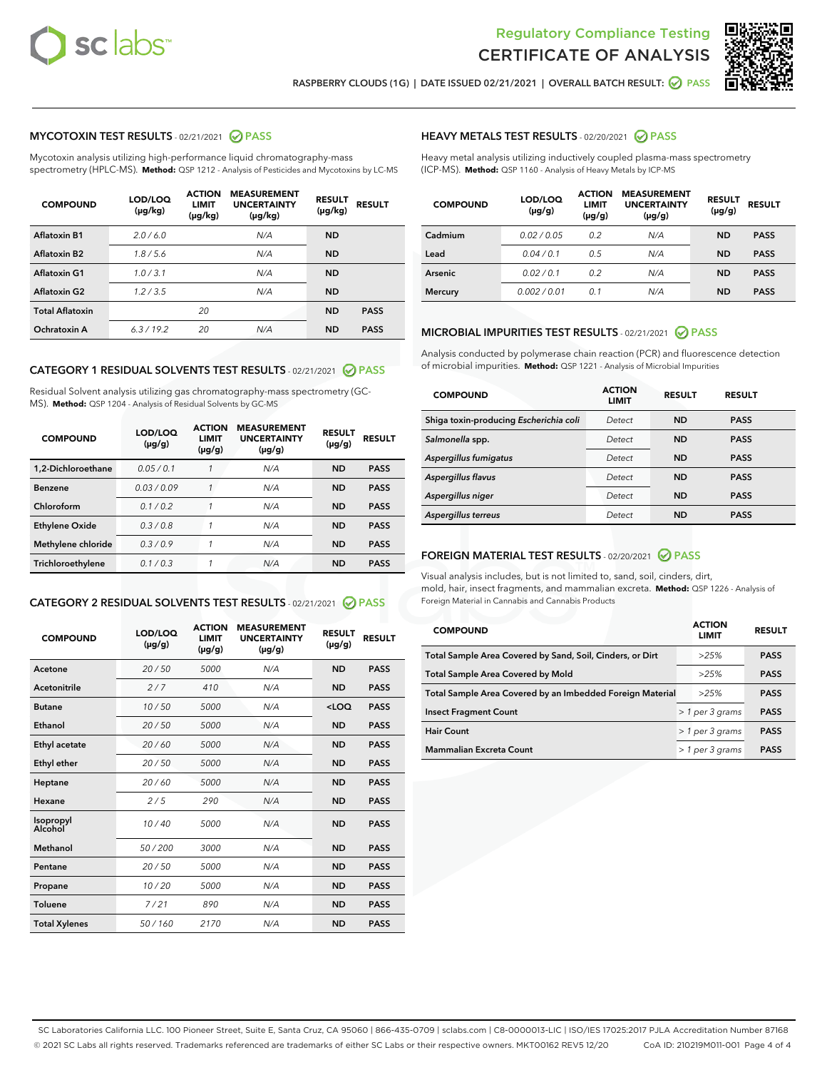Regulatory Compliance Testing
# CERTIFICATE OF ANALYSIS

RASPBERRY CLOUDS (1G) | DATE ISSUED 02/21/2021 | OVERALL BATCH RESULT: PASS

## MYCOTOXIN TEST RESULTS - 02/21/2021 PASS

Mycotoxin analysis utilizing high-performance liquid chromatography-mass spectrometry (HPLC-MS). **Method:** QSP 1212 - Analysis of Pesticides and Mycotoxins by LC-MS

| COMPOUND | LOD/LOQ (µg/kg) | ACTION LIMIT (µg/kg) | MEASUREMENT UNCERTAINTY (µg/kg) | RESULT (µg/kg) | RESULT |
|---|---|---|---|---|---|
| Aflatoxin B1 | 2.0 / 6.0 | | N/A | ND | |
| Aflatoxin B2 | 1.8 / 5.6 | | N/A | ND | |
| Aflatoxin G1 | 1.0 / 3.1 | | N/A | ND | |
| Aflatoxin G2 | 1.2 / 3.5 | | N/A | ND | |
| Total Aflatoxin | | 20 | | ND | PASS |
| Ochratoxin A | 6.3 / 19.2 | 20 | N/A | ND | PASS |

## CATEGORY 1 RESIDUAL SOLVENTS TEST RESULTS - 02/21/2021 PASS

Residual Solvent analysis utilizing gas chromatography-mass spectrometry (GC-MS). **Method:** QSP 1204 - Analysis of Residual Solvents by GC-MS

| COMPOUND | LOD/LOQ (µg/g) | ACTION LIMIT (µg/g) | MEASUREMENT UNCERTAINTY (µg/g) | RESULT (µg/g) | RESULT |
|---|---|---|---|---|---|
| 1,2-Dichloroethane | 0.05 / 0.1 | 1 | N/A | ND | PASS |
| Benzene | 0.03 / 0.09 | 1 | N/A | ND | PASS |
| Chloroform | 0.1 / 0.2 | 1 | N/A | ND | PASS |
| Ethylene Oxide | 0.3 / 0.8 | 1 | N/A | ND | PASS |
| Methylene chloride | 0.3 / 0.9 | 1 | N/A | ND | PASS |
| Trichloroethylene | 0.1 / 0.3 | 1 | N/A | ND | PASS |

## CATEGORY 2 RESIDUAL SOLVENTS TEST RESULTS - 02/21/2021 PASS

| COMPOUND | LOD/LOQ (µg/g) | ACTION LIMIT (µg/g) | MEASUREMENT UNCERTAINTY (µg/g) | RESULT (µg/g) | RESULT |
|---|---|---|---|---|---|
| Acetone | 20 / 50 | 5000 | N/A | ND | PASS |
| Acetonitrile | 2 / 7 | 410 | N/A | ND | PASS |
| Butane | 10 / 50 | 5000 | N/A | <LOQ | PASS |
| Ethanol | 20 / 50 | 5000 | N/A | ND | PASS |
| Ethyl acetate | 20 / 60 | 5000 | N/A | ND | PASS |
| Ethyl ether | 20 / 50 | 5000 | N/A | ND | PASS |
| Heptane | 20 / 60 | 5000 | N/A | ND | PASS |
| Hexane | 2 / 5 | 290 | N/A | ND | PASS |
| Isopropyl Alcohol | 10 / 40 | 5000 | N/A | ND | PASS |
| Methanol | 50 / 200 | 3000 | N/A | ND | PASS |
| Pentane | 20 / 50 | 5000 | N/A | ND | PASS |
| Propane | 10 / 20 | 5000 | N/A | ND | PASS |
| Toluene | 7 / 21 | 890 | N/A | ND | PASS |
| Total Xylenes | 50 / 160 | 2170 | N/A | ND | PASS |

## HEAVY METALS TEST RESULTS - 02/20/2021 PASS

Heavy metal analysis utilizing inductively coupled plasma-mass spectrometry (ICP-MS). **Method:** QSP 1160 - Analysis of Heavy Metals by ICP-MS

| COMPOUND | LOD/LOQ (µg/g) | ACTION LIMIT (µg/g) | MEASUREMENT UNCERTAINTY (µg/g) | RESULT (µg/g) | RESULT |
|---|---|---|---|---|---|
| Cadmium | 0.02 / 0.05 | 0.2 | N/A | ND | PASS |
| Lead | 0.04 / 0.1 | 0.5 | N/A | ND | PASS |
| Arsenic | 0.02 / 0.1 | 0.2 | N/A | ND | PASS |
| Mercury | 0.002 / 0.01 | 0.1 | N/A | ND | PASS |

## MICROBIAL IMPURITIES TEST RESULTS - 02/21/2021 PASS

Analysis conducted by polymerase chain reaction (PCR) and fluorescence detection of microbial impurities. **Method:** QSP 1221 - Analysis of Microbial Impurities

| COMPOUND | ACTION LIMIT | RESULT | RESULT |
|---|---|---|---|
| Shiga toxin-producing *Escherichia coli* | Detect | ND | PASS |
| *Salmonella* spp. | Detect | ND | PASS |
| *Aspergillus fumigatus* | Detect | ND | PASS |
| *Aspergillus flavus* | Detect | ND | PASS |
| *Aspergillus niger* | Detect | ND | PASS |
| *Aspergillus terreus* | Detect | ND | PASS |

## FOREIGN MATERIAL TEST RESULTS - 02/20/2021 PASS

Visual analysis includes, but is not limited to, sand, soil, cinders, dirt, mold, hair, insect fragments, and mammalian excreta. **Method:** QSP 1226 - Analysis of Foreign Material in Cannabis and Cannabis Products

| COMPOUND | ACTION LIMIT | RESULT |
|---|---|---|
| Total Sample Area Covered by Sand, Soil, Cinders, or Dirt | >25% | PASS |
| Total Sample Area Covered by Mold | >25% | PASS |
| Total Sample Area Covered by an Imbedded Foreign Material | >25% | PASS |
| Insect Fragment Count | > 1 per 3 grams | PASS |
| Hair Count | > 1 per 3 grams | PASS |
| Mammalian Excreta Count | > 1 per 3 grams | PASS |

SC Laboratories California LLC. 100 Pioneer Street, Suite E, Santa Cruz, CA 95060 | 866-435-0709 | sclabs.com | C8-0000013-LIC | ISO/IES 17025:2017 PJLA Accreditation Number 87168
© 2021 SC Labs all rights reserved. Trademarks referenced are trademarks of either SC Labs or their respective owners. MKT00162 REV5 12/20 CoA ID: 210219M011-001